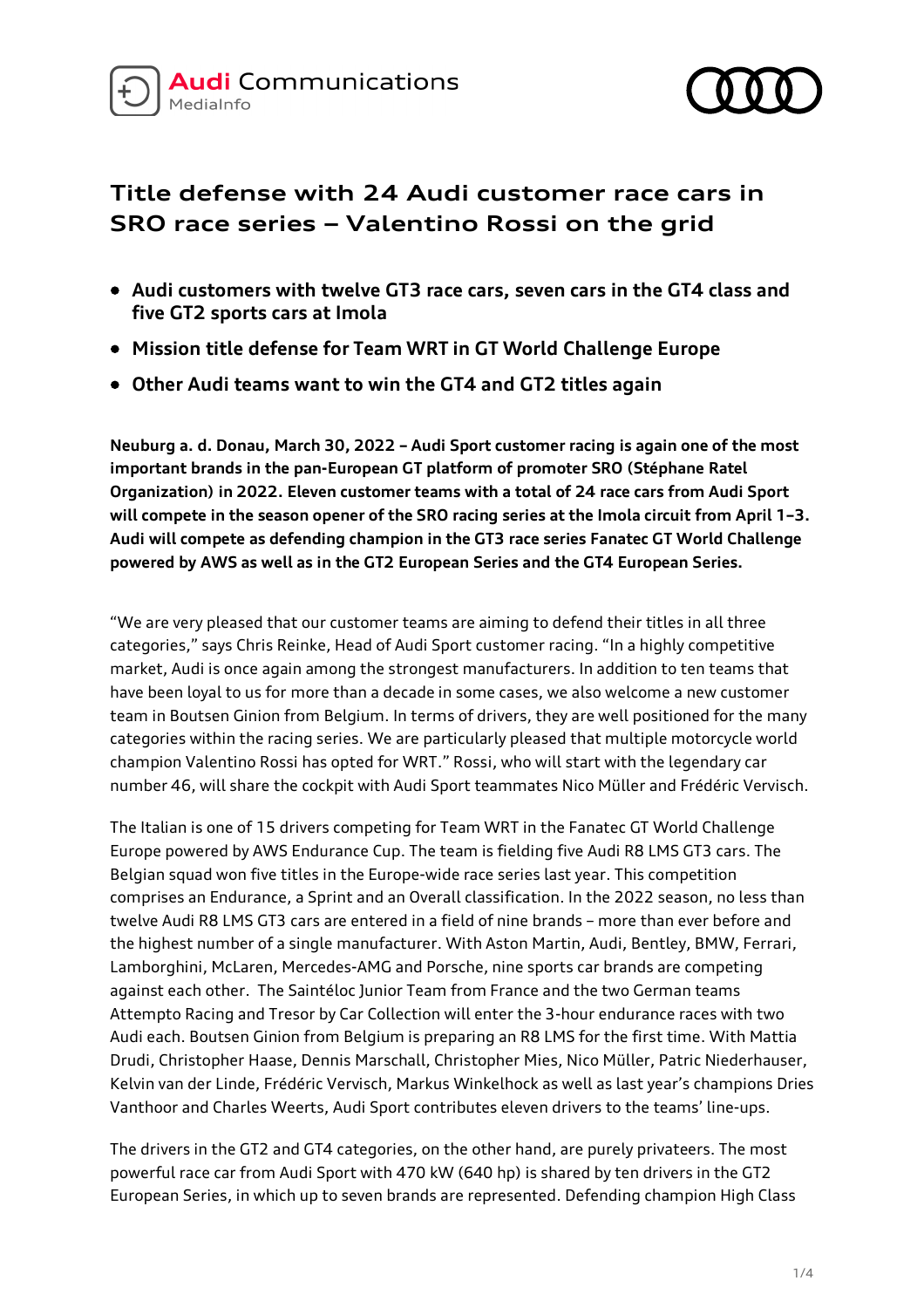Audi Communications
MediaInfo

# Title defense with 24 Audi customer race cars in SRO race series – Valentino Rossi on the grid

- **Audi customers with twelve GT3 race cars, seven cars in the GT4 class and five GT2 sports cars at Imola**
- **Mission title defense for Team WRT in GT World Challenge Europe**
- **Other Audi teams want to win the GT4 and GT2 titles again**

**Neuburg a. d. Donau, March 30, 2022 – Audi Sport customer racing is again one of the most important brands in the pan-European GT platform of promoter SRO (Stéphane Ratel Organization) in 2022. Eleven customer teams with a total of 24 race cars from Audi Sport will compete in the season opener of the SRO racing series at the Imola circuit from April 1–3. Audi will compete as defending champion in the GT3 race series Fanatec GT World Challenge powered by AWS as well as in the GT2 European Series and the GT4 European Series.**

"We are very pleased that our customer teams are aiming to defend their titles in all three categories," says Chris Reinke, Head of Audi Sport customer racing. "In a highly competitive market, Audi is once again among the strongest manufacturers. In addition to ten teams that have been loyal to us for more than a decade in some cases, we also welcome a new customer team in Boutsen Ginion from Belgium. In terms of drivers, they are well positioned for the many categories within the racing series. We are particularly pleased that multiple motorcycle world champion Valentino Rossi has opted for WRT." Rossi, who will start with the legendary car number 46, will share the cockpit with Audi Sport teammates Nico Müller and Frédéric Vervisch.

The Italian is one of 15 drivers competing for Team WRT in the Fanatec GT World Challenge Europe powered by AWS Endurance Cup. The team is fielding five Audi R8 LMS GT3 cars. The Belgian squad won five titles in the Europe-wide race series last year. This competition comprises an Endurance, a Sprint and an Overall classification. In the 2022 season, no less than twelve Audi R8 LMS GT3 cars are entered in a field of nine brands – more than ever before and the highest number of a single manufacturer. With Aston Martin, Audi, Bentley, BMW, Ferrari, Lamborghini, McLaren, Mercedes-AMG and Porsche, nine sports car brands are competing against each other. The Saintéloc Junior Team from France and the two German teams Attempto Racing and Tresor by Car Collection will enter the 3-hour endurance races with two Audi each. Boutsen Ginion from Belgium is preparing an R8 LMS for the first time. With Mattia Drudi, Christopher Haase, Dennis Marschall, Christopher Mies, Nico Müller, Patric Niederhauser, Kelvin van der Linde, Frédéric Vervisch, Markus Winkelhock as well as last year's champions Dries Vanthoor and Charles Weerts, Audi Sport contributes eleven drivers to the teams' line-ups.

The drivers in the GT2 and GT4 categories, on the other hand, are purely privateers. The most powerful race car from Audi Sport with 470 kW (640 hp) is shared by ten drivers in the GT2 European Series, in which up to seven brands are represented. Defending champion High Class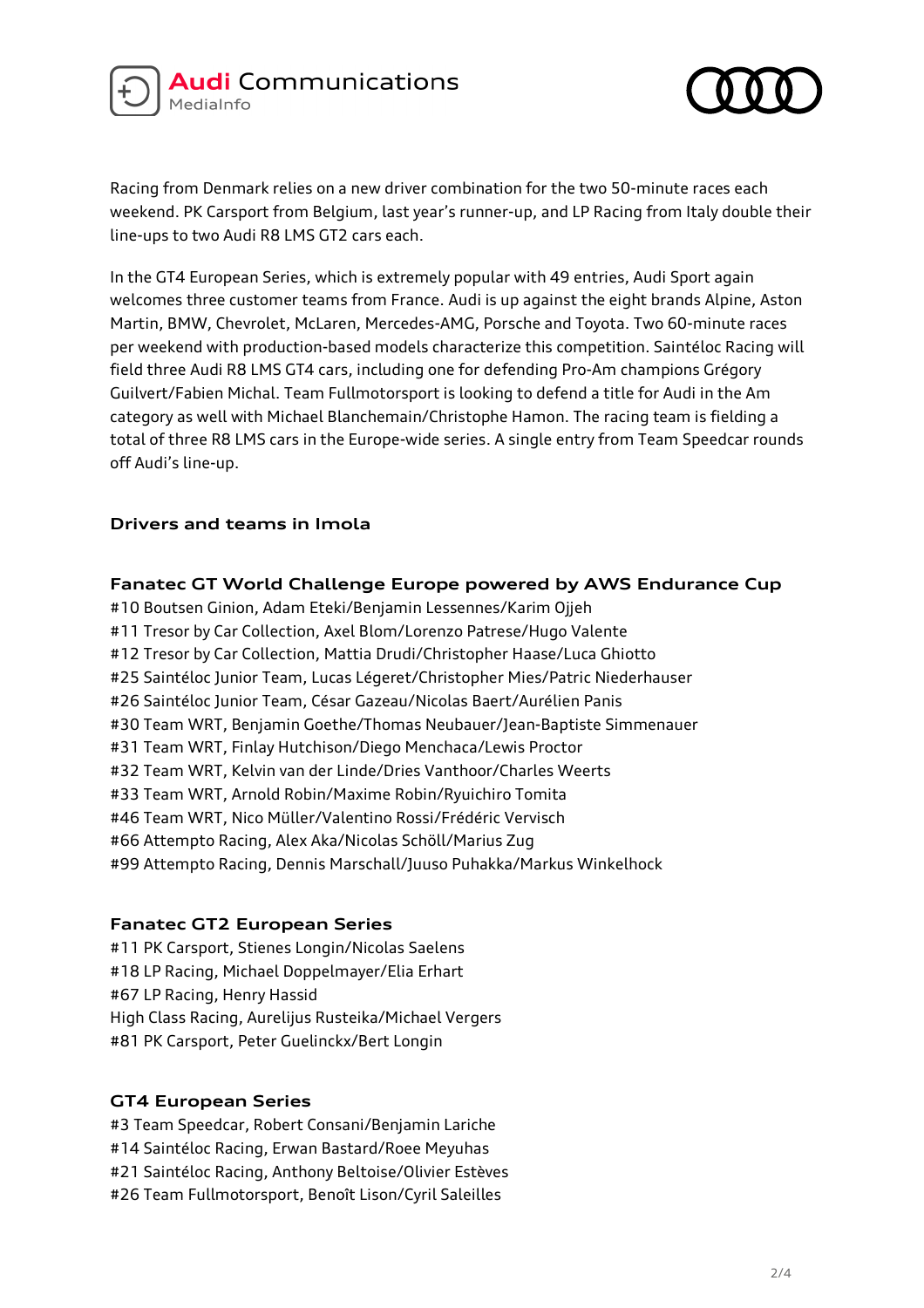Racing from Denmark relies on a new driver combination for the two 50-minute races each weekend. PK Carsport from Belgium, last year's runner-up, and LP Racing from Italy double their line-ups to two Audi R8 LMS GT2 cars each.

In the GT4 European Series, which is extremely popular with 49 entries, Audi Sport again welcomes three customer teams from France. Audi is up against the eight brands Alpine, Aston Martin, BMW, Chevrolet, McLaren, Mercedes-AMG, Porsche and Toyota. Two 60-minute races per weekend with production-based models characterize this competition. Saintéloc Racing will field three Audi R8 LMS GT4 cars, including one for defending Pro-Am champions Grégory Guilvert/Fabien Michal. Team Fullmotorsport is looking to defend a title for Audi in the Am category as well with Michael Blanchemain/Christophe Hamon. The racing team is fielding a total of three R8 LMS cars in the Europe-wide series. A single entry from Team Speedcar rounds off Audi's line-up.

## Drivers and teams in Imola

### Fanatec GT World Challenge Europe powered by AWS Endurance Cup

#10 Boutsen Ginion, Adam Eteki/Benjamin Lessennes/Karim Ojjeh
#11 Tresor by Car Collection, Axel Blom/Lorenzo Patrese/Hugo Valente
#12 Tresor by Car Collection, Mattia Drudi/Christopher Haase/Luca Ghiotto
#25 Saintéloc Junior Team, Lucas Légeret/Christopher Mies/Patric Niederhauser
#26 Saintéloc Junior Team, César Gazeau/Nicolas Baert/Aurélien Panis
#30 Team WRT, Benjamin Goethe/Thomas Neubauer/Jean-Baptiste Simmenauer
#31 Team WRT, Finlay Hutchison/Diego Menchaca/Lewis Proctor
#32 Team WRT, Kelvin van der Linde/Dries Vanthoor/Charles Weerts
#33 Team WRT, Arnold Robin/Maxime Robin/Ryuichiro Tomita
#46 Team WRT, Nico Müller/Valentino Rossi/Frédéric Vervisch
#66 Attempto Racing, Alex Aka/Nicolas Schöll/Marius Zug
#99 Attempto Racing, Dennis Marschall/Juuso Puhakka/Markus Winkelhock

### Fanatec GT2 European Series

#11 PK Carsport, Stienes Longin/Nicolas Saelens
#18 LP Racing, Michael Doppelmayer/Elia Erhart
#67 LP Racing, Henry Hassid
High Class Racing, Aurelijus Rusteika/Michael Vergers
#81 PK Carsport, Peter Guelinckx/Bert Longin

### GT4 European Series

#3 Team Speedcar, Robert Consani/Benjamin Lariche
#14 Saintéloc Racing, Erwan Bastard/Roee Meyuhas
#21 Saintéloc Racing, Anthony Beltoise/Olivier Estèves
#26 Team Fullmotorsport, Benoît Lison/Cyril Saleilles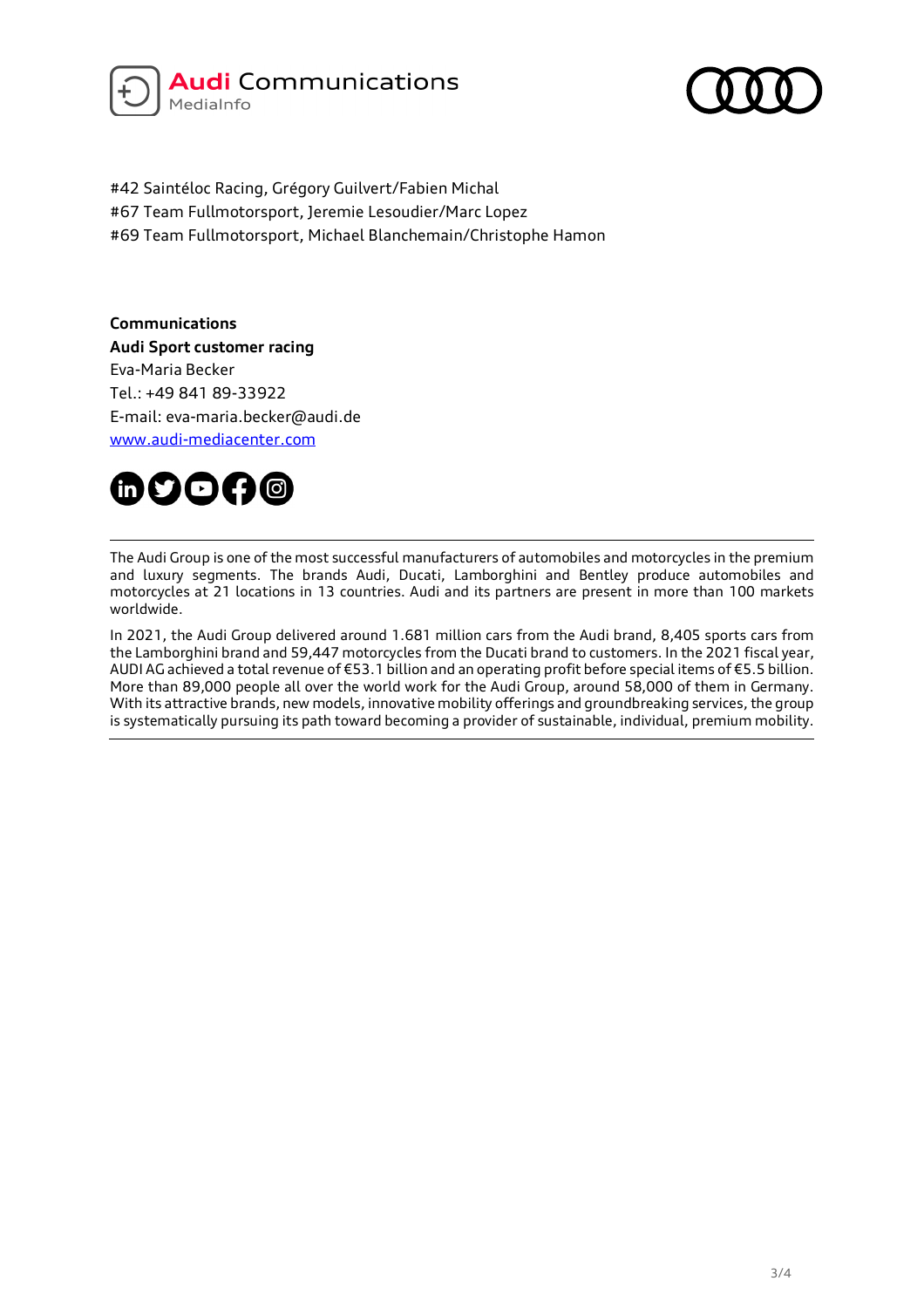#42 Saintéloc Racing, Grégory Guilvert/Fabien Michal
#67 Team Fullmotorsport, Jeremie Lesoudier/Marc Lopez
#69 Team Fullmotorsport, Michael Blanchemain/Christophe Hamon

**Communications**
**Audi Sport customer racing**
Eva-Maria Becker
Tel.: +49 841 89-33922
E-mail: eva-maria.becker@audi.de
[www.audi-mediacenter.com](http://www.audi-mediacenter.com)

---

The Audi Group is one of the most successful manufacturers of automobiles and motorcycles in the premium and luxury segments. The brands Audi, Ducati, Lamborghini and Bentley produce automobiles and motorcycles at 21 locations in 13 countries. Audi and its partners are present in more than 100 markets worldwide.

In 2021, the Audi Group delivered around 1.681 million cars from the Audi brand, 8,405 sports cars from the Lamborghini brand and 59,447 motorcycles from the Ducati brand to customers. In the 2021 fiscal year, AUDI AG achieved a total revenue of €53.1 billion and an operating profit before special items of €5.5 billion. More than 89,000 people all over the world work for the Audi Group, around 58,000 of them in Germany. With its attractive brands, new models, innovative mobility offerings and groundbreaking services, the group is systematically pursuing its path toward becoming a provider of sustainable, individual, premium mobility.

---